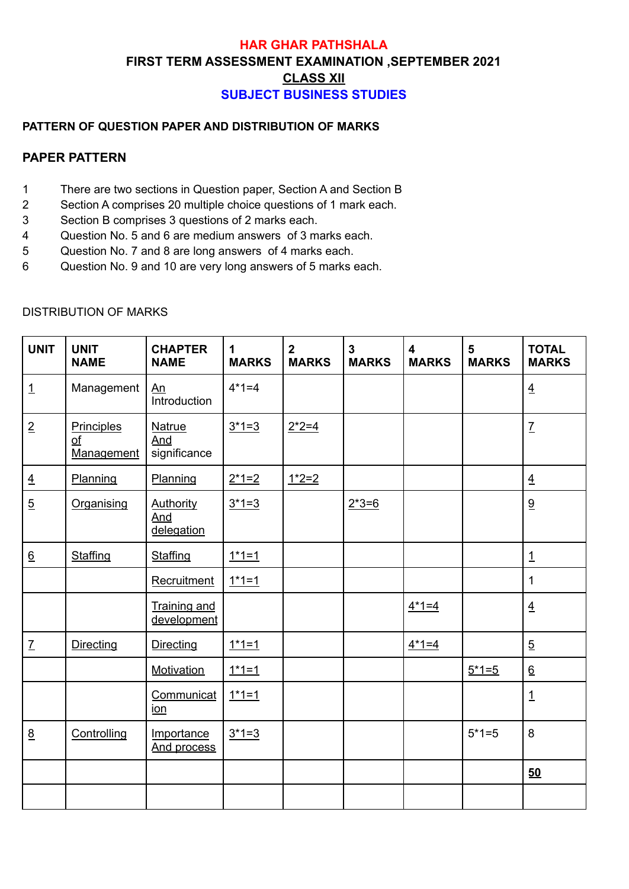# HAR GHAR PATHSHALA

## FIRST TERM ASSESSMENT EXAMINATION ,SEPTEMBER 2021

## CLASS XII

## SUBJECT BUSINESS STUDIES

**PATTERN OF QUESTION PAPER AND DISTRIBUTION OF MARKS**

**PAPER PATTERN**

1. There are two sections in Question paper, Section A and Section B
2. Section A comprises 20 multiple choice questions of 1 mark each.
3. Section B comprises 3 questions of 2 marks each.
4. Question No. 5 and 6 are medium answers of 3 marks each.
5. Question No. 7 and 8 are long answers of 4 marks each.
6. Question No. 9 and 10 are very long answers of 5 marks each.

DISTRIBUTION OF MARKS

| UNIT | UNIT NAME | CHAPTER NAME | 1 MARKS | 2 MARKS | 3 MARKS | 4 MARKS | 5 MARKS | TOTAL MARKS |
|---|---|---|---|---|---|---|---|---|
| 1 | Management | An Introduction | 4*1=4 | | | | | 4 |
| 2 | Principles of Management | Natrue And significance | 3*1=3 | 2*2=4 | | | | 7 |
| 4 | Planning | Planning | 2*1=2 | 1*2=2 | | | | 4 |
| 5 | Organising | Authority And delegation | 3*1=3 | | 2*3=6 | | | 9 |
| 6 | Staffing | Staffing | 1*1=1 | | | | | 1 |
| | | Recruitment | 1*1=1 | | | | | 1 |
| | | Training and development | | | | 4*1=4 | | 4 |
| 7 | Directing | Directing | 1*1=1 | | | 4*1=4 | | 5 |
| | | Motivation | 1*1=1 | | | | 5*1=5 | 6 |
| | | Communication | 1*1=1 | | | | | 1 |
| 8 | Controlling | Importance And process | 3*1=3 | | | | 5*1=5 | 8 |
| | | | | | | | | **50** |
| | | | | | | | | |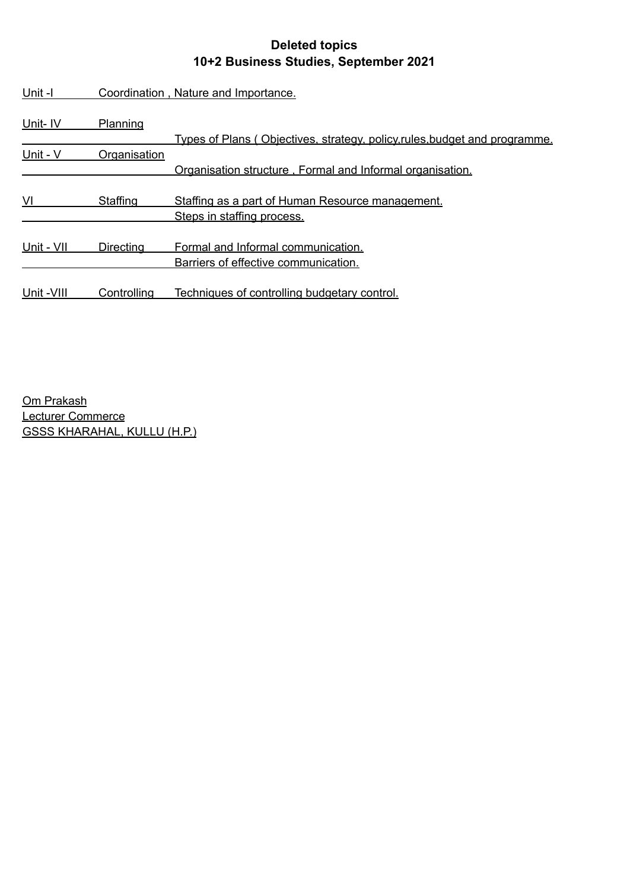**Deleted topics**
**10+2 Business Studies, September 2021**

| | | |
|---|---|---|
| Unit -I | Coordination , Nature and Importance. | |
| Unit- IV | Planning | |
| | | Types of Plans ( Objectives, strategy, policy,rules,budget and programme. |
| Unit - V | Organisation | |
| | | Organisation structure , Formal and Informal organisation. |
| VI | Staffing | Staffing as a part of Human Resource management. |
| | | Steps in staffing process. |
| Unit - VII | Directing | Formal and Informal communication. |
| | | Barriers of effective communication. |
| Unit -VIII | Controlling | Techniques of controlling budgetary control. |

Om Prakash
Lecturer Commerce
GSSS KHARAHAL, KULLU (H.P.)